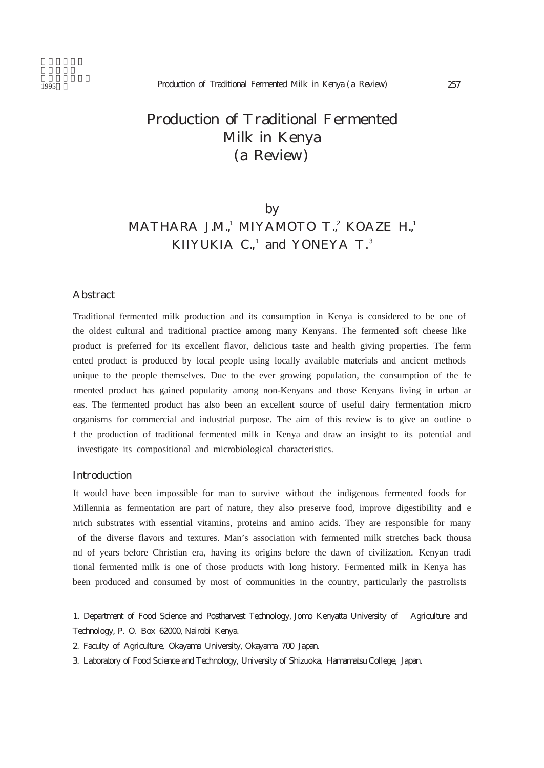# Production of Traditional Fermented Milk in Kenya (a Review)

by

MATHARA J.M.,[1] MIYAMOTO T.,[2] KOAZE H.,[1] KIIYUKIA C.,[1] and YONEYA T.[3]

## Abstract

Traditional fermented milk production and its consumption in Kenya is considered to be one of the oldest cultural and traditional practice among many Kenyans. The fermented soft cheese like product is preferred for its excellent flavor, delicious taste and health giving properties. The fermented product is produced by local people using locally available materials and ancient methods unique to the people themselves. Due to the ever growing population, the consumption of the fermented product has gained popularity among non-Kenyans and those Kenyans living in urban areas. The fermented product has also been an excellent source of useful dairy fermentation micro organisms for commercial and industrial purpose. The aim of this review is to give an outline of the production of traditional fermented milk in Kenya and draw an insight to its potential and investigate its compositional and microbiological characteristics.

## Introduction

It would have been impossible for man to survive without the indigenous fermented foods for Millennia as fermentation are part of nature, they also preserve food, improve digestibility and enrich substrates with essential vitamins, proteins and amino acids. They are responsible for many of the diverse flavors and textures. Man's association with fermented milk stretches back thousand of years before Christian era, having its origins before the dawn of civilization. Kenyan traditional fermented milk is one of those products with long history. Fermented milk in Kenya has been produced and consumed by most of communities in the country, particularly the pastrolists

---

1. Department of Food Science and Postharvest Technology, Jomo Kenyatta University of Agriculture and Technology, P. O. Box 62000, Nairobi Kenya.

2. Faculty of Agriculture, Okayama University, Okayama 700 Japan.

3. Laboratory of Food Science and Technology, University of Shizuoka, Hamamatsu College, Japan.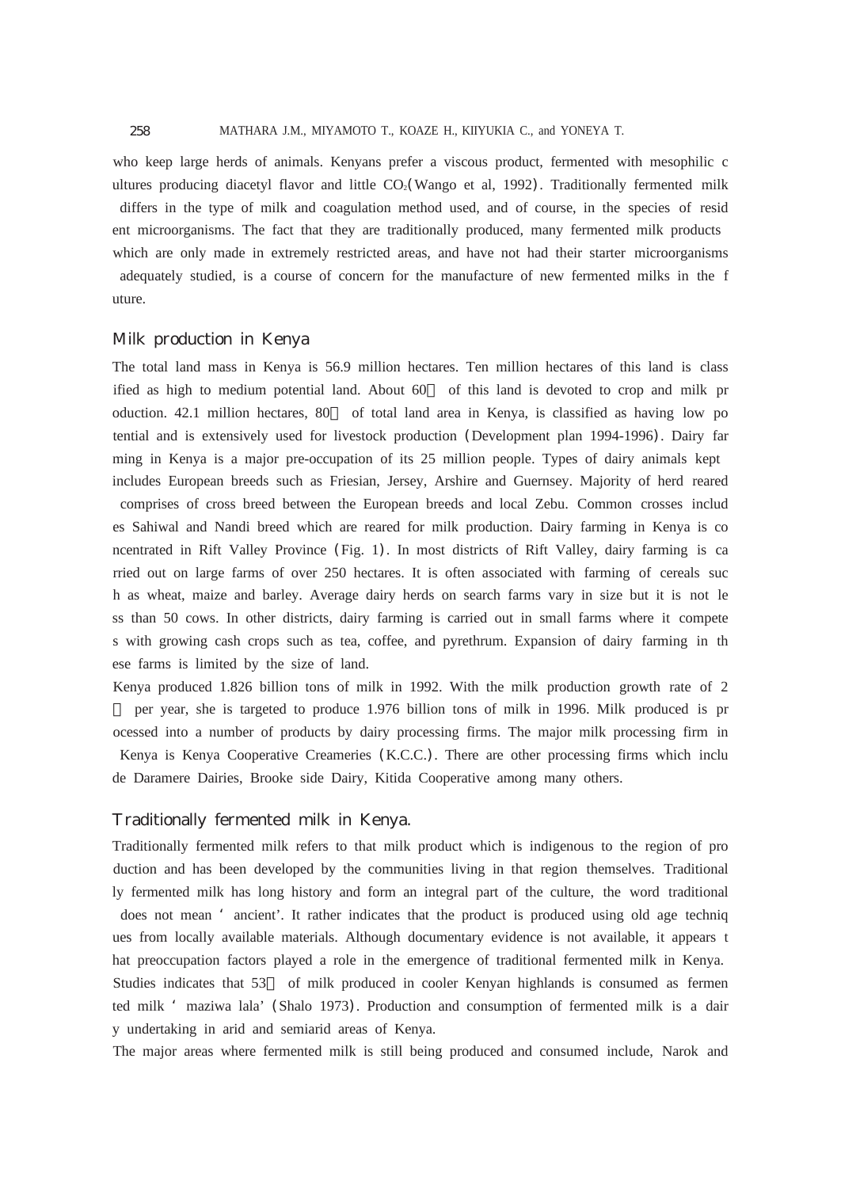who keep large herds of animals. Kenyans prefer a viscous product, fermented with mesophilic cultures producing diacetyl flavor and little $CO_2$ (Wango et al, 1992). Traditionally fermented milk differs in the type of milk and coagulation method used, and of course, in the species of resident microorganisms. The fact that they are traditionally produced, many fermented milk products which are only made in extremely restricted areas, and have not had their starter microorganisms adequately studied, is a course of concern for the manufacture of new fermented milks in the future.

## Milk production in Kenya

The total land mass in Kenya is 56.9 million hectares. Ten million hectares of this land is classified as high to medium potential land. About 60% of this land is devoted to crop and milk production. 42.1 million hectares, 80% of total land area in Kenya, is classified as having low potential and is extensively used for livestock production (Development plan 1994-1996). Dairy farming in Kenya is a major pre-occupation of its 25 million people. Types of dairy animals kept includes European breeds such as Friesian, Jersey, Arshire and Guernsey. Majority of herd reared comprises of cross breed between the European breeds and local Zebu. Common crosses includes Sahiwal and Nandi breed which are reared for milk production. Dairy farming in Kenya is concentrated in Rift Valley Province (Fig. 1). In most districts of Rift Valley, dairy farming is carried out on large farms of over 250 hectares. It is often associated with farming of cereals such as wheat, maize and barley. Average dairy herds on search farms vary in size but it is not less than 50 cows. In other districts, dairy farming is carried out in small farms where it competes with growing cash crops such as tea, coffee, and pyrethrum. Expansion of dairy farming in these farms is limited by the size of land.

Kenya produced 1.826 billion tons of milk in 1992. With the milk production growth rate of 2% per year, she is targeted to produce 1.976 billion tons of milk in 1996. Milk produced is processed into a number of products by dairy processing firms. The major milk processing firm in Kenya is Kenya Cooperative Creameries (K.C.C.). There are other processing firms which include Daramere Dairies, Brooke side Dairy, Kitida Cooperative among many others.

## Traditionally fermented milk in Kenya.

Traditionally fermented milk refers to that milk product which is indigenous to the region of production and has been developed by the communities living in that region themselves. Traditionally fermented milk has long history and form an integral part of the culture, the word traditional does not mean 'ancient'. It rather indicates that the product is produced using old age techniques from locally available materials. Although documentary evidence is not available, it appears that preoccupation factors played a role in the emergence of traditional fermented milk in Kenya. Studies indicates that 53% of milk produced in cooler Kenyan highlands is consumed as fermented milk 'maziwa lala' (Shalo 1973). Production and consumption of fermented milk is a dairy undertaking in arid and semiarid areas of Kenya.

The major areas where fermented milk is still being produced and consumed include, Narok and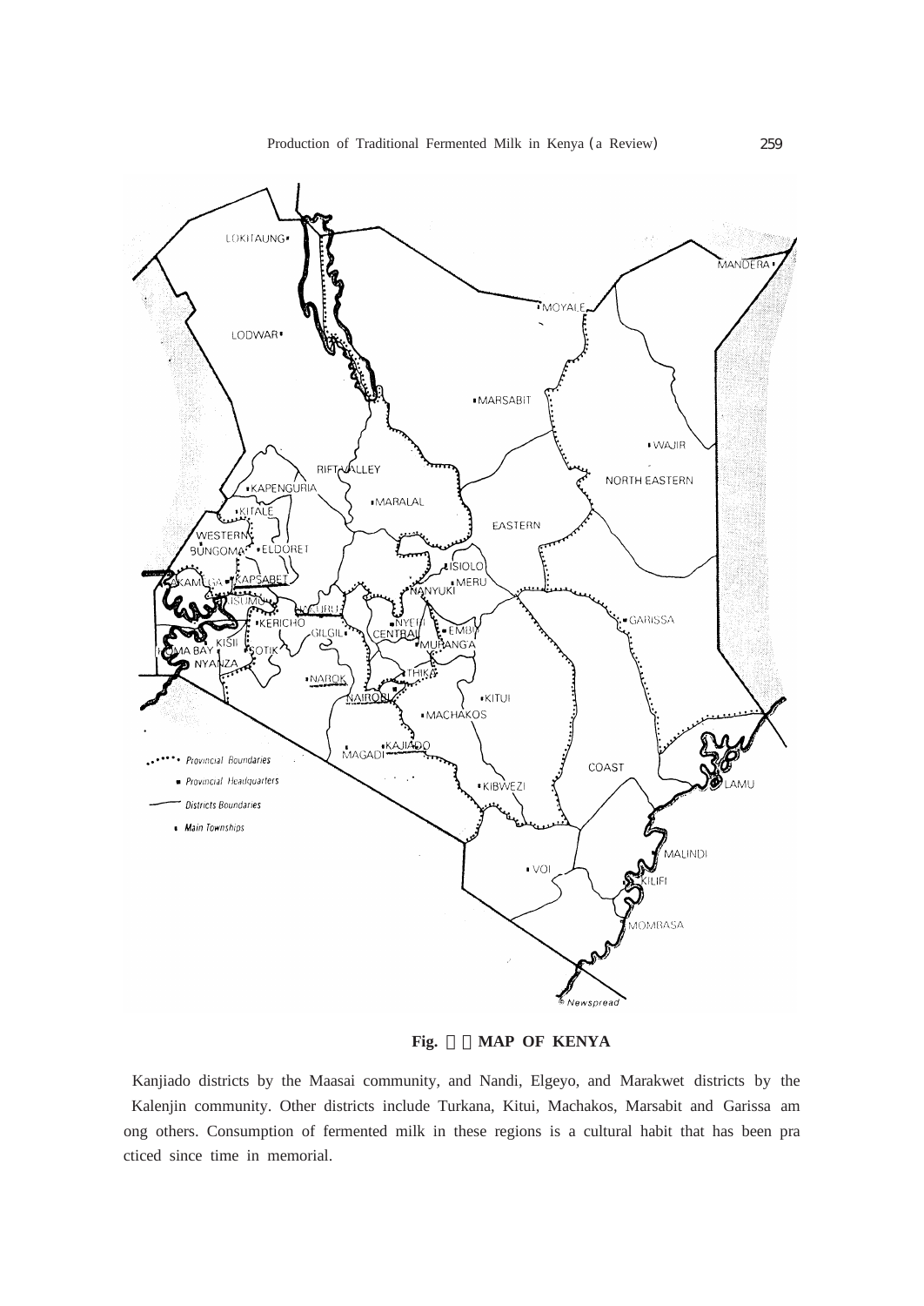**Fig. MAP OF KENYA**

Kanjiado districts by the Maasai community, and Nandi, Elgeyo, and Marakwet districts by the Kalenjin community. Other districts include Turkana, Kitui, Machakos, Marsabit and Garissa among others. Consumption of fermented milk in these regions is a cultural habit that has been practiced since time in memorial.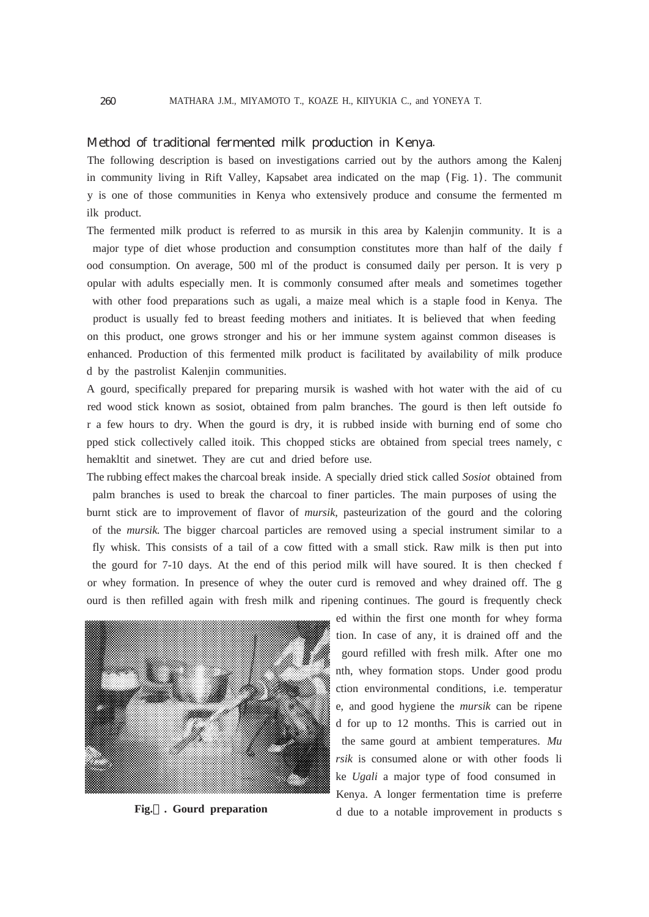## Method of traditional fermented milk production in Kenya.

The following description is based on investigations carried out by the authors among the Kalenjin community living in Rift Valley, Kapsabet area indicated on the map (Fig. 1). The community is one of those communities in Kenya who extensively produce and consume the fermented milk product.

The fermented milk product is referred to as mursik in this area by Kalenjin community. It is a major type of diet whose production and consumption constitutes more than half of the daily food consumption. On average, 500 ml of the product is consumed daily per person. It is very popular with adults especially men. It is commonly consumed after meals and sometimes together with other food preparations such as ugali, a maize meal which is a staple food in Kenya. The product is usually fed to breast feeding mothers and initiates. It is believed that when feeding on this product, one grows stronger and his or her immune system against common diseases is enhanced. Production of this fermented milk product is facilitated by availability of milk produced by the pastrolist Kalenjin communities.

A gourd, specifically prepared for preparing mursik is washed with hot water with the aid of cured wood stick known as sosiot, obtained from palm branches. The gourd is then left outside for a few hours to dry. When the gourd is dry, it is rubbed inside with burning end of some chopped stick collectively called itoik. This chopped sticks are obtained from special trees namely, chemakltit and sinetwet. They are cut and dried before use.

The rubbing effect makes the charcoal break inside. A specially dried stick called *Sosiot* obtained from palm branches is used to break the charcoal to finer particles. The main purposes of using the burnt stick are to improvement of flavor of *mursik*, pasteurization of the gourd and the coloring of the *mursik*. The bigger charcoal particles are removed using a special instrument similar to a fly whisk. This consists of a tail of a cow fitted with a small stick. Raw milk is then put into the gourd for 7-10 days. At the end of this period milk will have soured. It is then checked for whey formation. In presence of whey the outer curd is removed and whey drained off. The gourd is then refilled again with fresh milk and ripening continues. The gourd is frequently checked within the first one month for whey formation. In case of any, it is drained off and the gourd refilled with fresh milk. After one month, whey formation stops. Under good production environmental conditions, i.e. temperature, and good hygiene the *mursik* can be ripened for up to 12 months. This is carried out in the same gourd at ambient temperatures. *Mursik* is consumed alone or with other foods like *Ugali* a major type of food consumed in Kenya. A longer fermentation time is preferred due to a notable improvement in products s

**Fig. . Gourd preparation**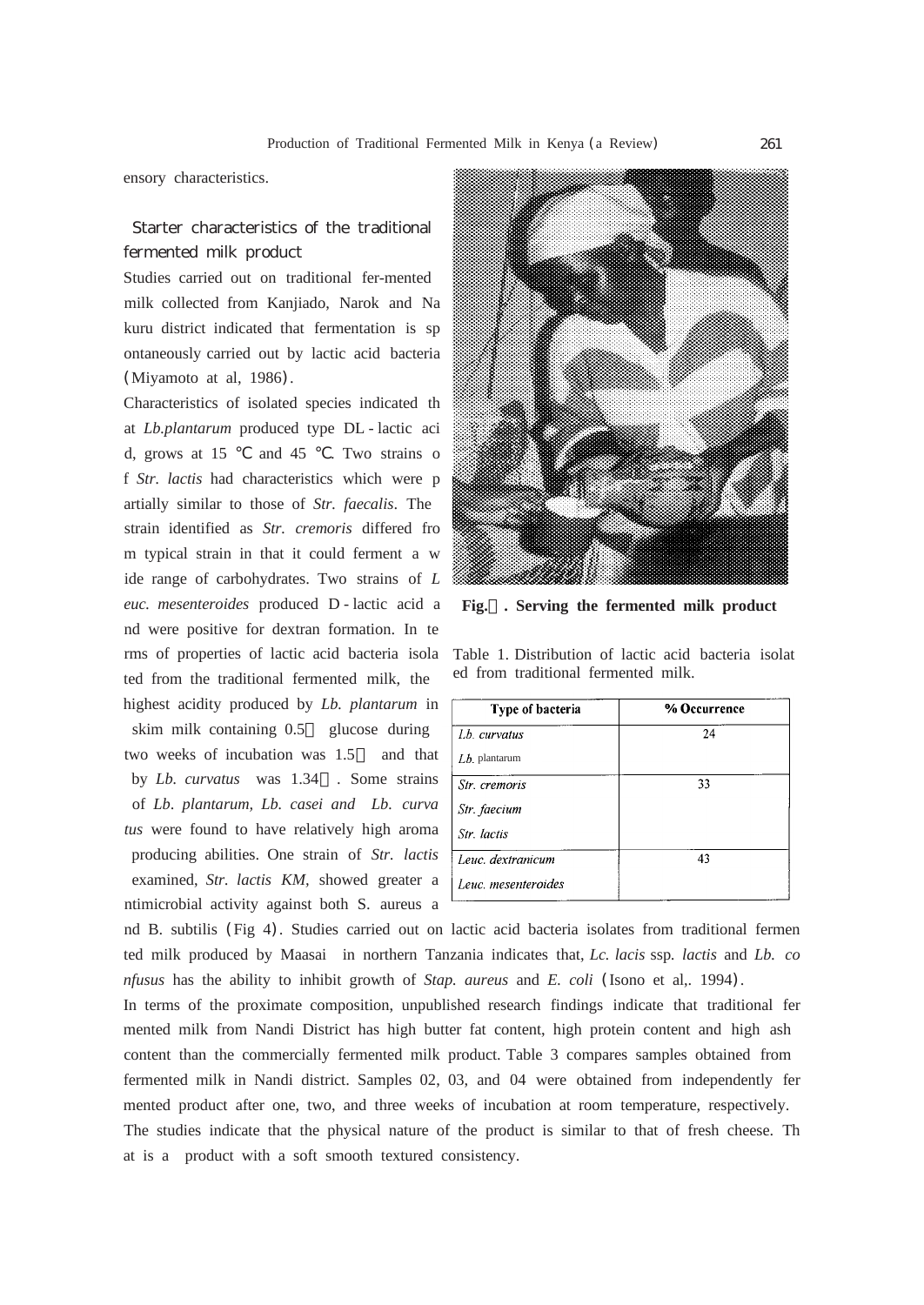ensory characteristics.

## Starter characteristics of the traditional fermented milk product

Studies carried out on traditional fer-mented milk collected from Kanjiado, Narok and Nakuru district indicated that fermentation is spontaneously carried out by lactic acid bacteria (Miyamoto at al, 1986).

Characteristics of isolated species indicated that *Lb.plantarum* produced type DL - lactic acid, grows at 15 ℃ and 45 ℃. Two strains of *Str. lactis* had characteristics which were partially similar to those of *Str. faecalis*. The strain identified as *Str. cremoris* differed from typical strain in that it could ferment a wide range of carbohydrates. Two strains of *Leuc. mesenteroides* produced D - lactic acid and were positive for dextran formation. In terms of properties of lactic acid bacteria isolated from the traditional fermented milk, the highest acidity produced by *Lb. plantarum* in skim milk containing 0.5 glucose during two weeks of incubation was 1.5 and that by *Lb. curvatus* was 1.34 . Some strains of *Lb. plantarum, Lb. casei and Lb. curvatus* were found to have relatively high aroma producing abilities. One strain of *Str. lactis* examined, *Str. lactis KM,* showed greater antimicrobial activity against both S. aureus and B. subtilis (Fig 4). Studies carried out on lactic acid bacteria isolates from traditional fermented milk produced by Maasai in northern Tanzania indicates that, *Lc. lacis* ssp. *lactis* and *Lb. confusus* has the ability to inhibit growth of *Stap. aureus* and *E. coli* (Isono et al,. 1994).

**Fig. . Serving the fermented milk product**

Table 1. Distribution of lactic acid bacteria isolated from traditional fermented milk.

| Type of bacteria | % Occurrence |
|---|---|
| *Lb. curvatus*<br>*Lb.* plantarum | 24 |
| *Str. cremoris*<br>*Str. faecium*<br>*Str. lactis* | 33 |
| *Leuc. dextranicum*<br>*Leuc. mesenteroides* | 43 |

In terms of the proximate composition, unpublished research findings indicate that traditional fermented milk from Nandi District has high butter fat content, high protein content and high ash content than the commercially fermented milk product. Table 3 compares samples obtained from fermented milk in Nandi district. Samples 02, 03, and 04 were obtained from independently fermented product after one, two, and three weeks of incubation at room temperature, respectively. The studies indicate that the physical nature of the product is similar to that of fresh cheese. That is a product with a soft smooth textured consistency.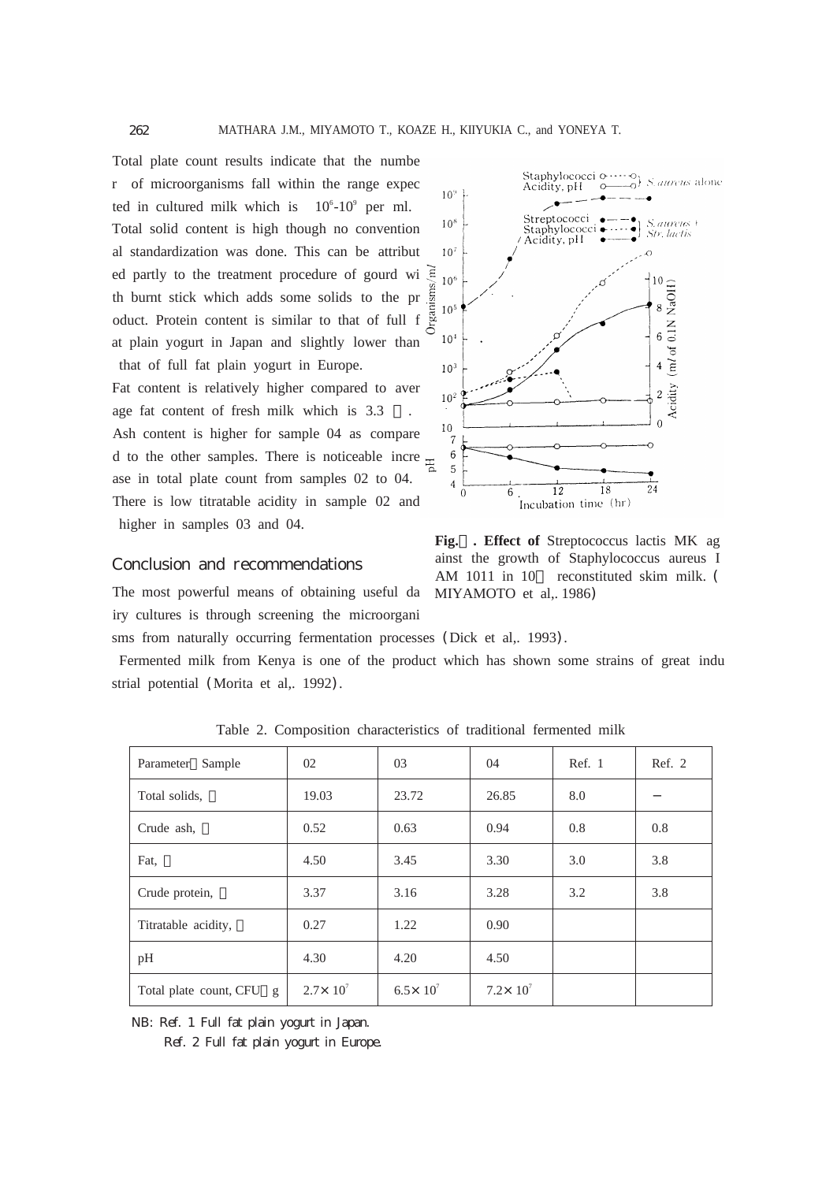Total plate count results indicate that the number of microorganisms fall within the range expected in cultured milk which is $10^6$-$10^9$ per ml. Total solid content is high though no conventional standardization was done. This can be attributed partly to the treatment procedure of gourd with burnt stick which adds some solids to the product. Protein content is similar to that of full fat plain yogurt in Japan and slightly lower than that of full fat plain yogurt in Europe.

Fat content is relatively higher compared to average fat content of fresh milk which is 3.3 ％. Ash content is higher for sample 04 as compared to the other samples. There is noticeable increase in total plate count from samples 02 to 04. There is low titratable acidity in sample 02 and higher in samples 03 and 04.

**Fig.** **. Effect of** Streptococcus lactis MK against the growth of Staphylococcus aureus IAM 1011 in 10％ reconstituted skim milk. (MIYAMOTO et al,. 1986)

## Conclusion and recommendations

The most powerful means of obtaining useful dairy cultures is through screening the microorganisms from naturally occurring fermentation processes (Dick et al,. 1993).

Fermented milk from Kenya is one of the product which has shown some strains of great industrial potential (Morita et al,. 1992).

Table 2. Composition characteristics of traditional fermented milk

| Parameter／Sample | 02 | 03 | 04 | Ref. 1 | Ref. 2 |
|---|---|---|---|---|---|
| Total solids, ％ | 19.03 | 23.72 | 26.85 | 8.0 | − |
| Crude ash, ％ | 0.52 | 0.63 | 0.94 | 0.8 | 0.8 |
| Fat, ％ | 4.50 | 3.45 | 3.30 | 3.0 | 3.8 |
| Crude protein, ％ | 3.37 | 3.16 | 3.28 | 3.2 | 3.8 |
| Titratable acidity, ％ | 0.27 | 1.22 | 0.90 | | |
| pH | 4.30 | 4.20 | 4.50 | | |
| Total plate count, CFU／g | $2.7\times10^7$ | $6.5\times10^7$ | $7.2\times10^7$ | | |

NB: Ref. 1 Full fat plain yogurt in Japan.
Ref. 2 Full fat plain yogurt in Europe.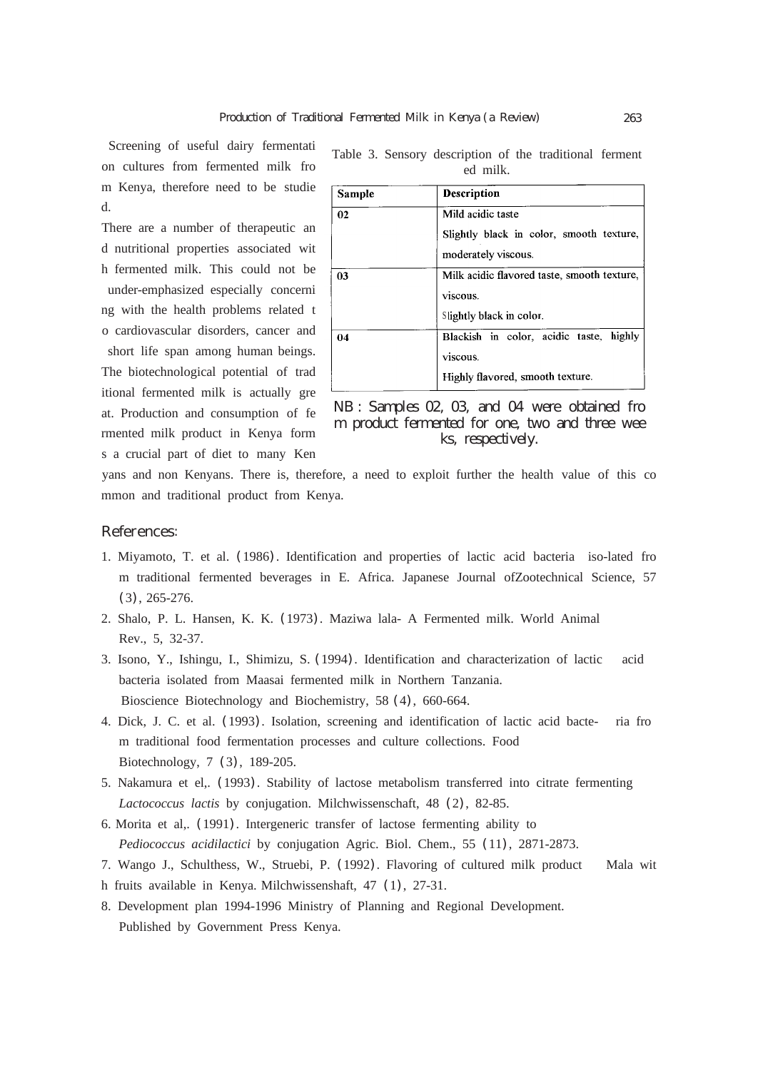Screening of useful dairy fermentation cultures from fermented milk from Kenya, therefore need to be studied.

There are a number of therapeutic and nutritional properties associated with fermented milk. This could not be under-emphasized especially concerning with the health problems related to cardiovascular disorders, cancer and short life span among human beings. The biotechnological potential of traditional fermented milk is actually great. Production and consumption of fermented milk product in Kenya forms a crucial part of diet to many Kenyans and non Kenyans. There is, therefore, a need to exploit further the health value of this common and traditional product from Kenya.

Table 3. Sensory description of the traditional fermented milk.

| Sample | Description |
|---|---|
| 02 | Mild acidic taste<br>Slightly black in color, smooth texture, moderately viscous. |
| 03 | Milk acidic flavored taste, smooth texture, viscous.<br>Slightly black in color. |
| 04 | Blackish in color, acidic taste, highly viscous.<br>Highly flavored, smooth texture. |

NB : Samples 02, 03, and 04 were obtained from product fermented for one, two and three weeks, respectively.

## References:

1. Miyamoto, T. et al. (1986). Identification and properties of lactic acid bacteria iso-lated from traditional fermented beverages in E. Africa. Japanese Journal ofZootechnical Science, 57 (3), 265-276.
2. Shalo, P. L. Hansen, K. K. (1973). Maziwa lala- A Fermented milk. World Animal Rev., 5, 32-37.
3. Isono, Y., Ishingu, I., Shimizu, S. (1994). Identification and characterization of lactic acid bacteria isolated from Maasai fermented milk in Northern Tanzania. Bioscience Biotechnology and Biochemistry, 58 (4), 660-664.
4. Dick, J. C. et al. (1993). Isolation, screening and identification of lactic acid bacte- ria from traditional food fermentation processes and culture collections. Food Biotechnology, 7 (3), 189-205.
5. Nakamura et el,. (1993). Stability of lactose metabolism transferred into citrate fermenting *Lactococcus lactis* by conjugation. Milchwissenschaft, 48 (2), 82-85.
6. Morita et al,. (1991). Intergeneric transfer of lactose fermenting ability to *Pediococcus acidilactici* by conjugation Agric. Biol. Chem., 55 (11), 2871-2873.
7. Wango J., Schulthess, W., Struebi, P. (1992). Flavoring of cultured milk product Mala with fruits available in Kenya. Milchwissenshaft, 47 (1), 27-31.
8. Development plan 1994-1996 Ministry of Planning and Regional Development. Published by Government Press Kenya.